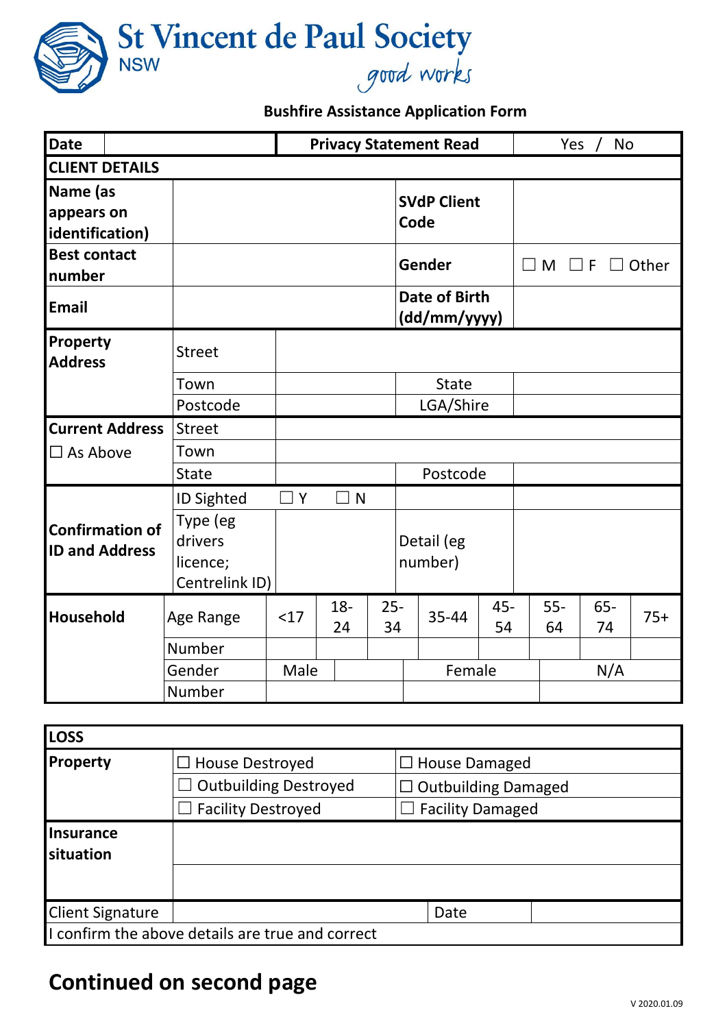# St Vincent de Paul Society NSW

*good works*

## Bushfire Assistance Application Form

| Date | | Privacy Statement Read | Yes / No |
|---|---|---|---|

| CLIENT DETAILS | | | | |
|---|---|---|---|---|
| Name (as appears on identification) | | | SVdP Client Code | |
| Best contact number | | | Gender | ☐ M ☐ F ☐ Other |
| Email | | | Date of Birth (dd/mm/yyyy) | |
| Property Address | Street | | | |
| | Town | | State | |
| | Postcode | | LGA/Shire | |
| Current Address ☐ As Above | Street | | | |
| | Town | | | |
| | State | | Postcode | |
| Confirmation of ID and Address | ID Sighted | ☐ Y ☐ N | | |
| | Type (eg drivers licence; Centrelink ID) | | Detail (eg number) | |

| Household | Age Range | <17 | 18-24 | 25-34 | 35-44 | 45-54 | 55-64 | 65-74 | 75+ |
|---|---|---|---|---|---|---|---|---|---|
| | Number | | | | | | | | |
| | Gender | Male | | Female | | | N/A | | |
| | Number | | | | | | | | |

| LOSS | | |
|---|---|---|
| Property | ☐ House Destroyed | ☐ House Damaged |
| | ☐ Outbuilding Destroyed | ☐ Outbuilding Damaged |
| | ☐ Facility Destroyed | ☐ Facility Damaged |
| Insurance situation | | |
| Client Signature | | Date |

I confirm the above details are true and correct

## Continued on second page

V 2020.01.09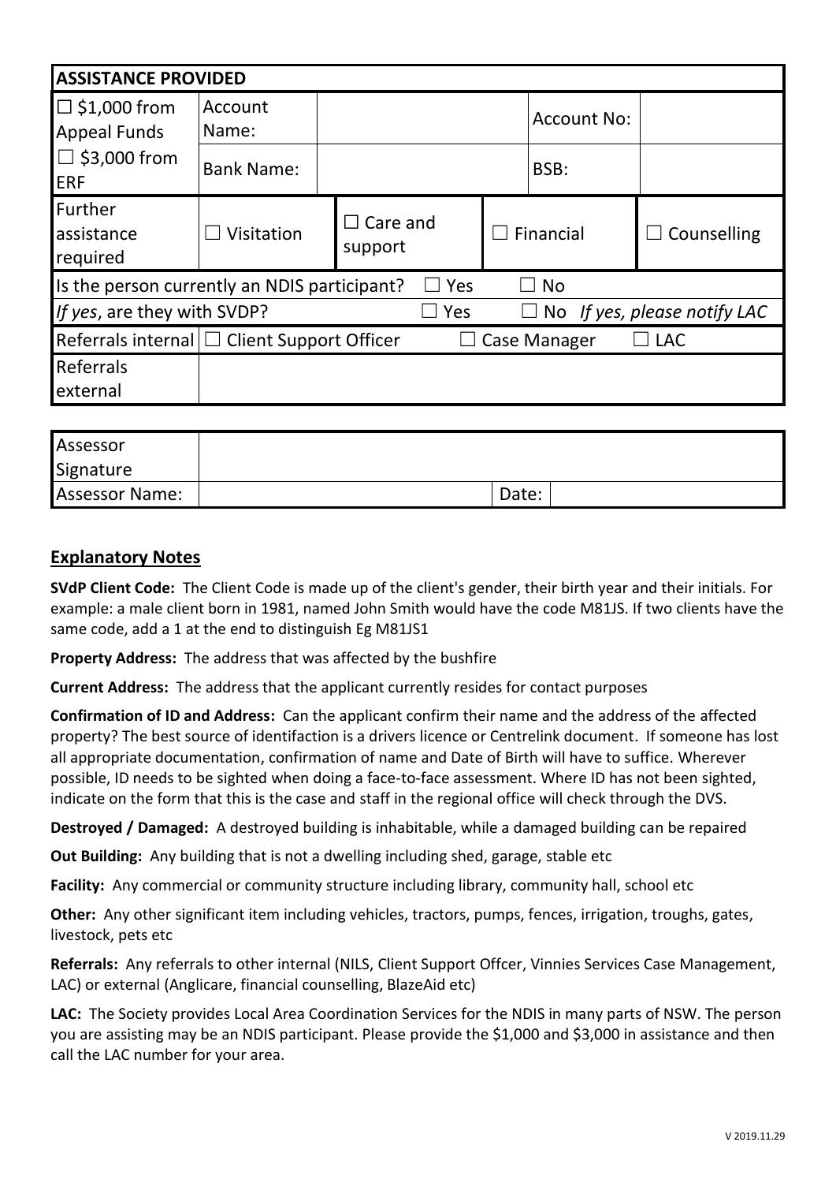| ASSISTANCE PROVIDED | | | | | |
|---|---|---|---|---|---|
| ☐ $1,000 from Appeal Funds ☐ $3,000 from ERF | Account Name: | | | Account No: | |
| | Bank Name: | | | BSB: | |
| Further assistance required | ☐ Visitation | ☐ Care and support | ☐ Financial | | ☐ Counselling |
| Is the person currently an NDIS participant? | | | ☐ Yes | ☐ No | |
| *If yes*, are they with SVDP? | | | ☐ Yes | ☐ No *If yes, please notify LAC* | |
| Referrals internal | ☐ Client Support Officer | | ☐ Case Manager | | ☐ LAC |
| Referrals external | | | | | |

| | | | |
|---|---|---|---|
| Assessor Signature | | | |
| Assessor Name: | | Date: | |

## Explanatory Notes

**SVdP Client Code:** The Client Code is made up of the client's gender, their birth year and their initials. For example: a male client born in 1981, named John Smith would have the code M81JS. If two clients have the same code, add a 1 at the end to distinguish Eg M81JS1

**Property Address:** The address that was affected by the bushfire

**Current Address:** The address that the applicant currently resides for contact purposes

**Confirmation of ID and Address:** Can the applicant confirm their name and the address of the affected property? The best source of identifaction is a drivers licence or Centrelink document. If someone has lost all appropriate documentation, confirmation of name and Date of Birth will have to suffice. Wherever possible, ID needs to be sighted when doing a face-to-face assessment. Where ID has not been sighted, indicate on the form that this is the case and staff in the regional office will check through the DVS.

**Destroyed / Damaged:** A destroyed building is inhabitable, while a damaged building can be repaired

**Out Building:** Any building that is not a dwelling including shed, garage, stable etc

**Facility:** Any commercial or community structure including library, community hall, school etc

**Other:** Any other significant item including vehicles, tractors, pumps, fences, irrigation, troughs, gates, livestock, pets etc

**Referrals:** Any referrals to other internal (NILS, Client Support Offcer, Vinnies Services Case Management, LAC) or external (Anglicare, financial counselling, BlazeAid etc)

**LAC:** The Society provides Local Area Coordination Services for the NDIS in many parts of NSW. The person you are assisting may be an NDIS participant. Please provide the $1,000 and $3,000 in assistance and then call the LAC number for your area.

V 2019.11.29